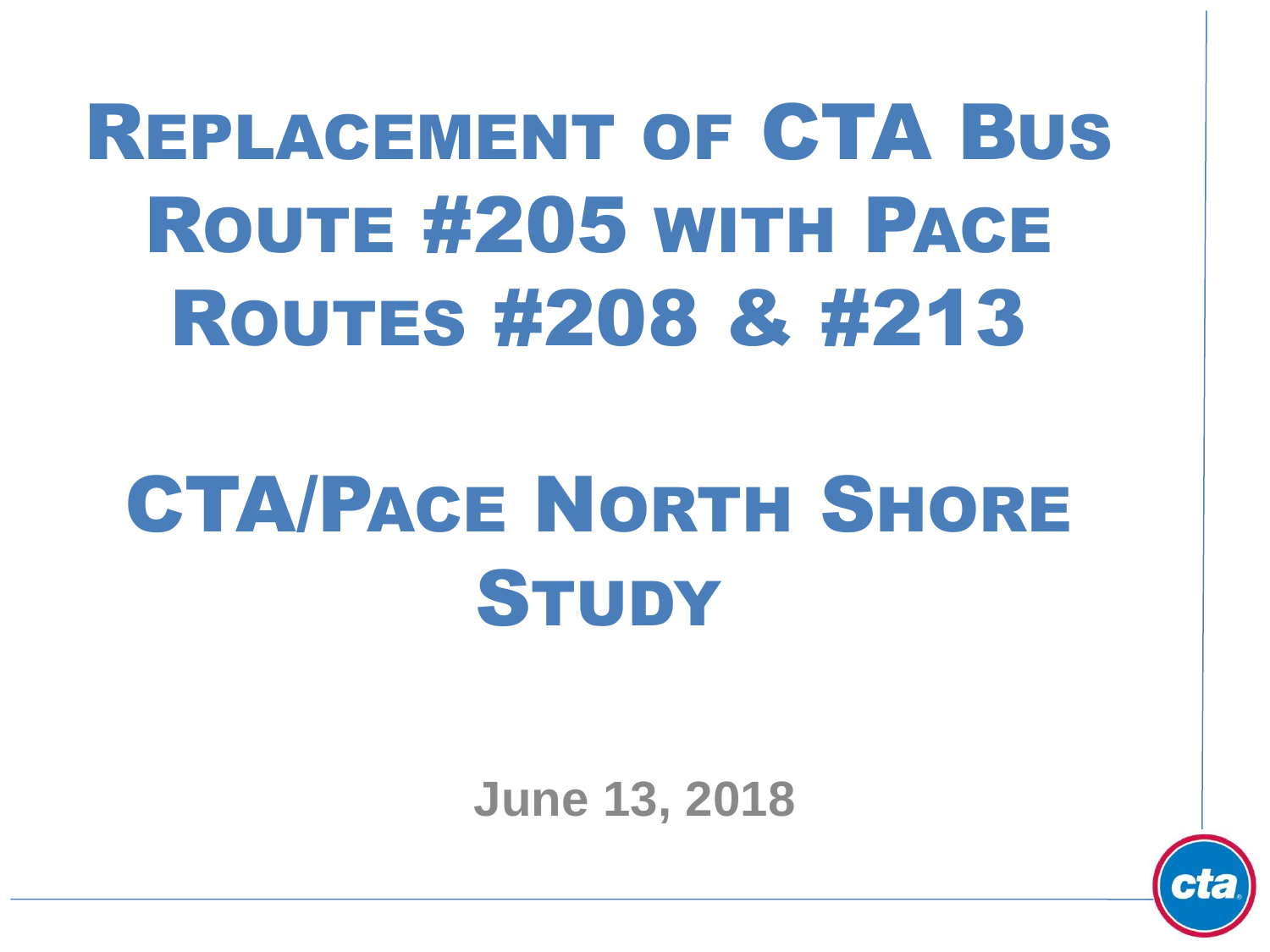# Replacement of CTA Bus Route #205 with Pace Routes #208 & #213

# CTA/Pace North Shore Study

**June 13, 2018**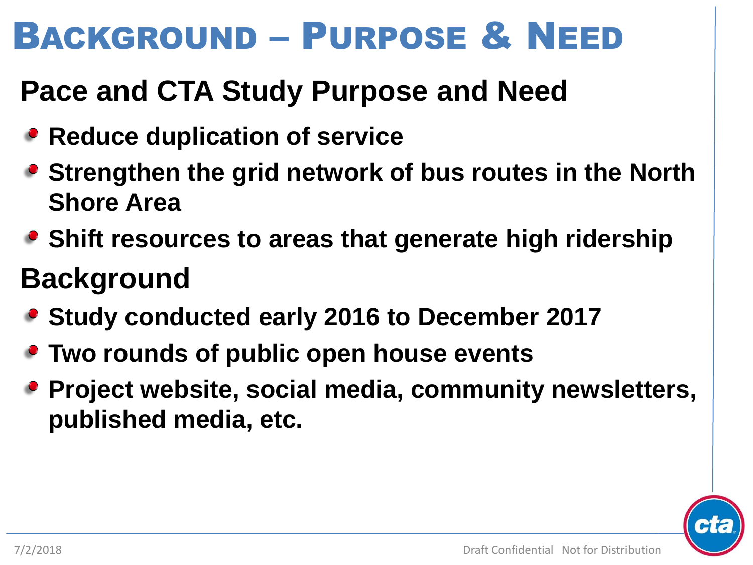# Background – Purpose & Need

## Pace and CTA Study Purpose and Need

- **Reduce duplication of service**
- **Strengthen the grid network of bus routes in the North Shore Area**
- **Shift resources to areas that generate high ridership**

## Background

- **Study conducted early 2016 to December 2017**
- **Two rounds of public open house events**
- **Project website, social media, community newsletters, published media, etc.**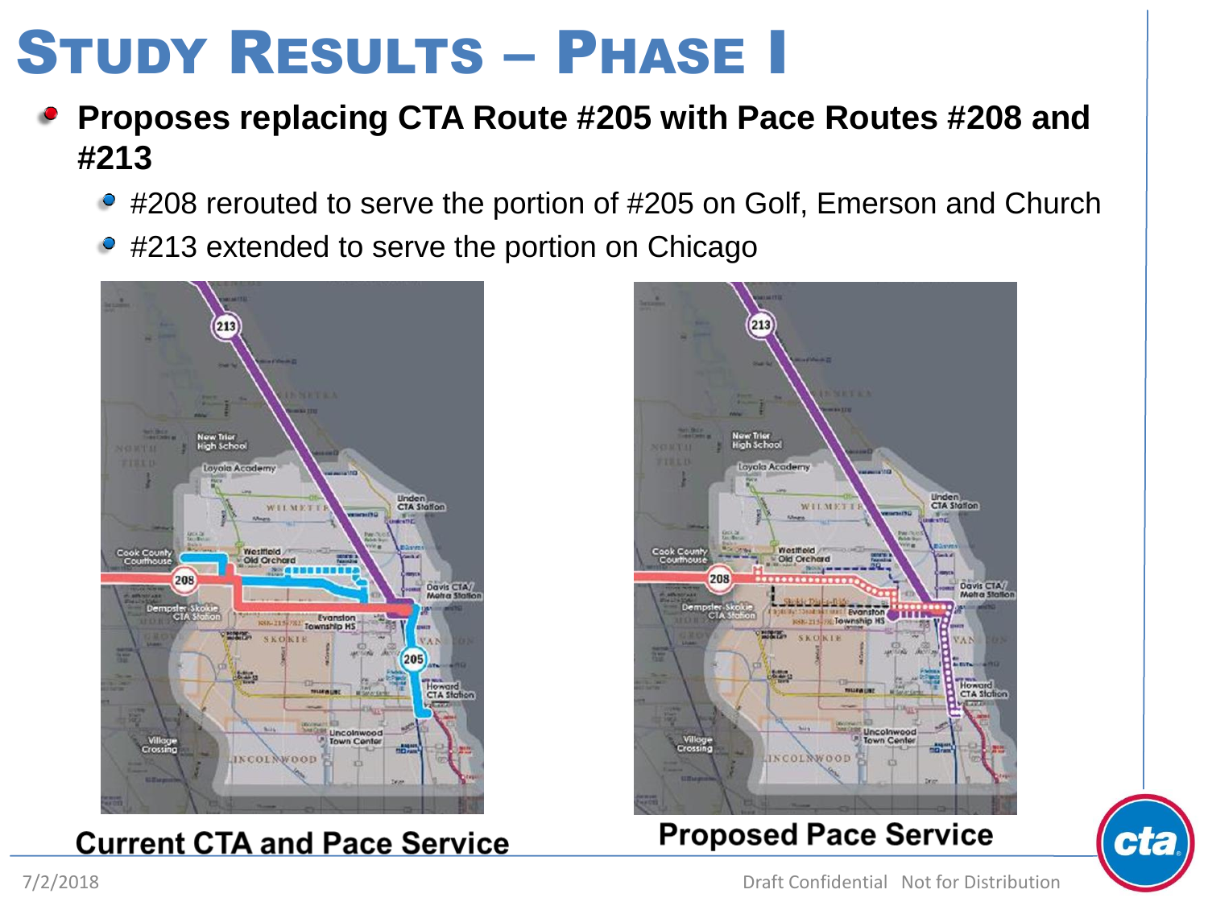# Study Results – Phase I

- **Proposes replacing CTA Route #205 with Pace Routes #208 and #213**
  - #208 rerouted to serve the portion of #205 on Golf, Emerson and Church
  - #213 extended to serve the portion on Chicago

**Current CTA and Pace Service**

**Proposed Pace Service**

Draft Confidential Not for Distribution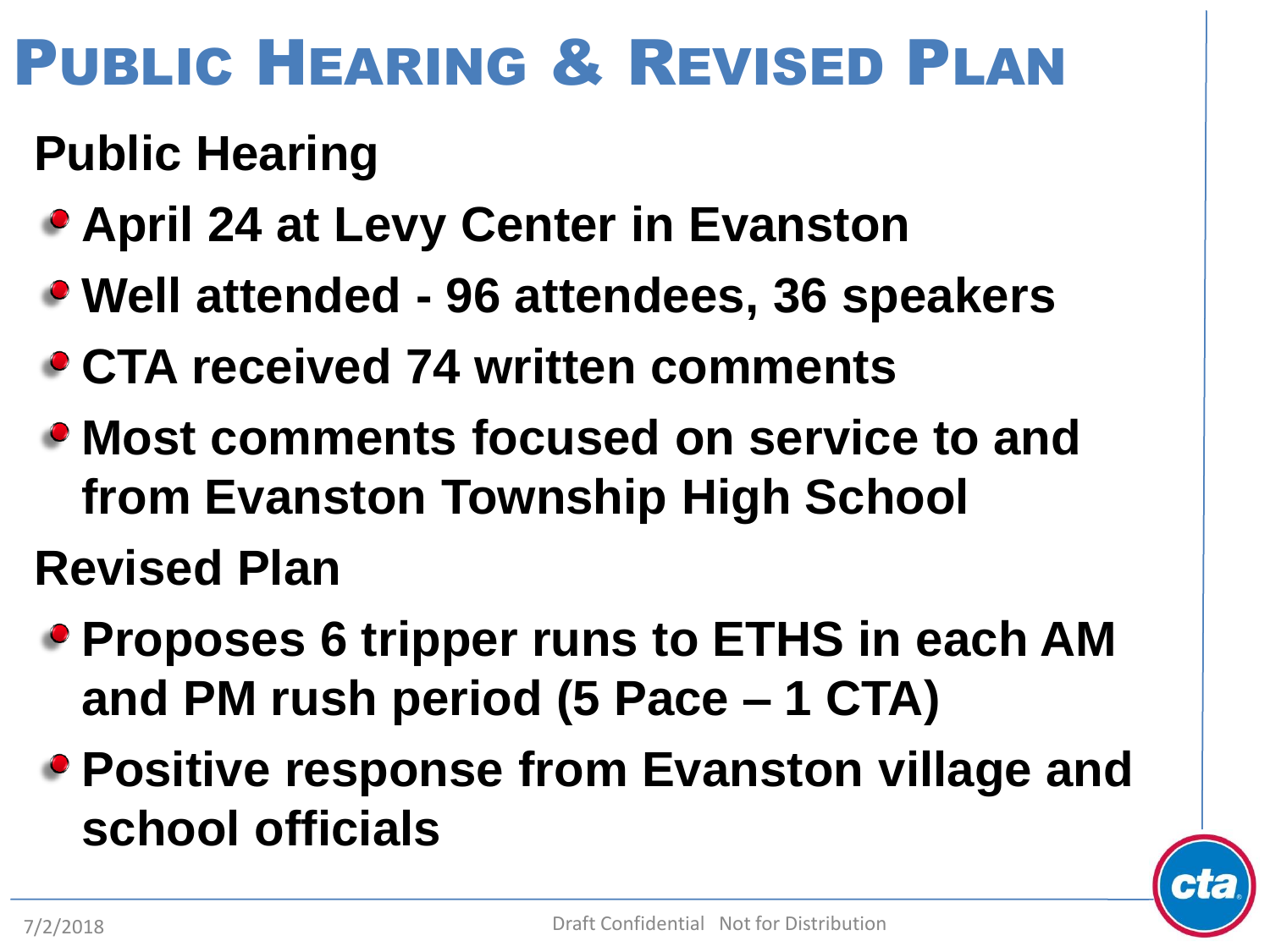# Public Hearing & Revised Plan

## Public Hearing

- April 24 at Levy Center in Evanston
- Well attended - 96 attendees, 36 speakers
- CTA received 74 written comments
- Most comments focused on service to and from Evanston Township High School

## Revised Plan

- Proposes 6 tripper runs to ETHS in each AM and PM rush period (5 Pace – 1 CTA)
- Positive response from Evanston village and school officials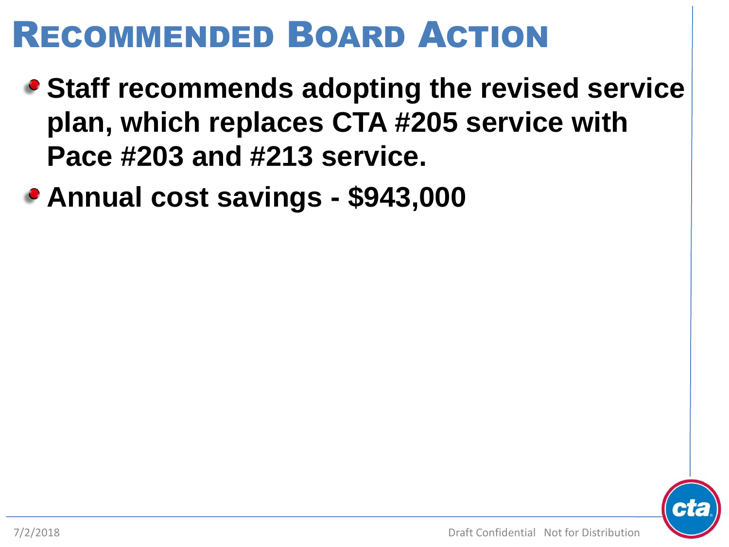# Recommended Board Action

- **Staff recommends adopting the revised service plan, which replaces CTA #205 service with Pace #203 and #213 service.**
- **Annual cost savings - $943,000**